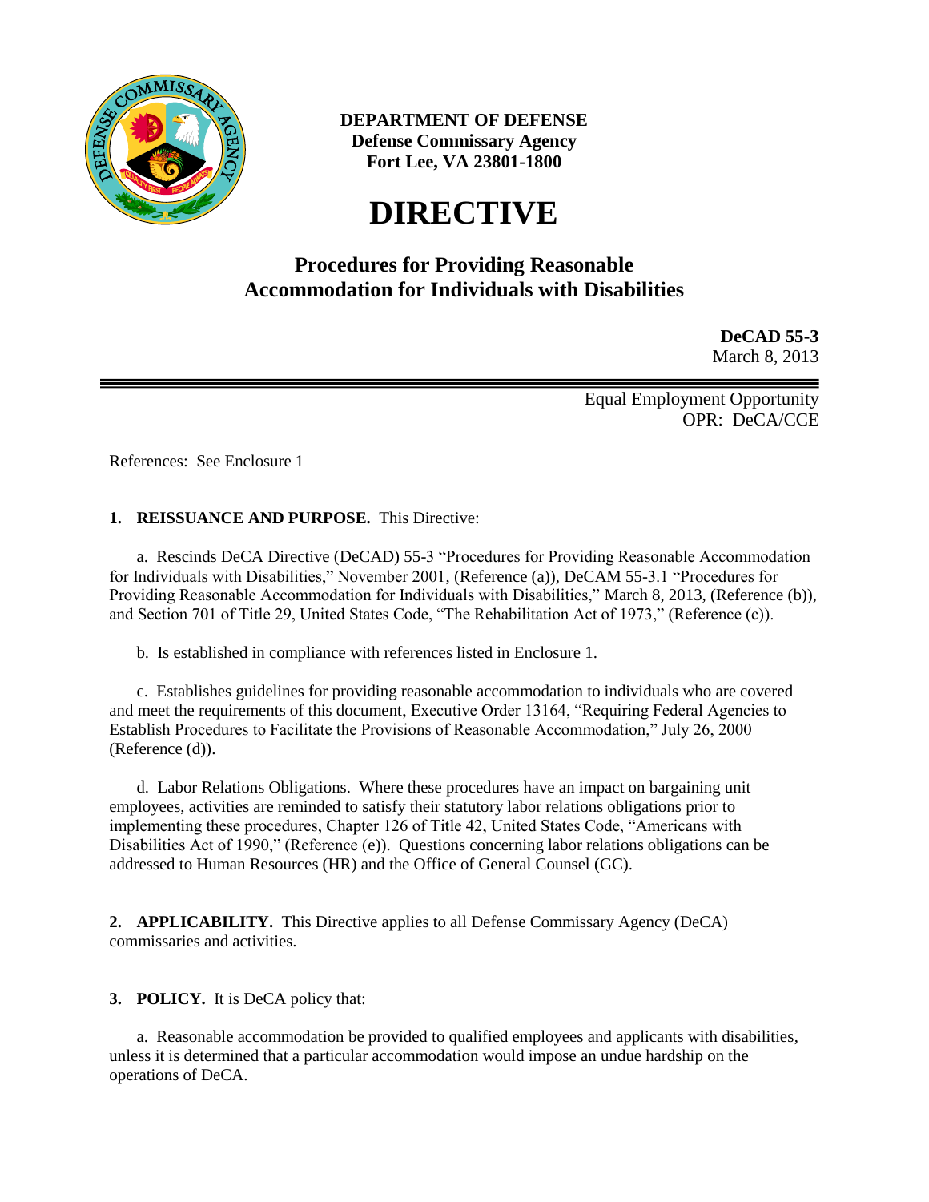**DEPARTMENT OF DEFENSE**
**Defense Commissary Agency**
**Fort Lee, VA 23801-1800**

# DIRECTIVE

## Procedures for Providing Reasonable Accommodation for Individuals with Disabilities

**DeCAD 55-3**
March 8, 2013

Equal Employment Opportunity
OPR: DeCA/CCE

References: See Enclosure 1

**1. REISSUANCE AND PURPOSE.** This Directive:

a. Rescinds DeCA Directive (DeCAD) 55-3 "Procedures for Providing Reasonable Accommodation for Individuals with Disabilities," November 2001, (Reference (a)), DeCAM 55-3.1 "Procedures for Providing Reasonable Accommodation for Individuals with Disabilities," March 8, 2013, (Reference (b)), and Section 701 of Title 29, United States Code, "The Rehabilitation Act of 1973," (Reference (c)).

b. Is established in compliance with references listed in Enclosure 1.

c. Establishes guidelines for providing reasonable accommodation to individuals who are covered and meet the requirements of this document, Executive Order 13164, "Requiring Federal Agencies to Establish Procedures to Facilitate the Provisions of Reasonable Accommodation," July 26, 2000 (Reference (d)).

d. Labor Relations Obligations. Where these procedures have an impact on bargaining unit employees, activities are reminded to satisfy their statutory labor relations obligations prior to implementing these procedures, Chapter 126 of Title 42, United States Code, "Americans with Disabilities Act of 1990," (Reference (e)). Questions concerning labor relations obligations can be addressed to Human Resources (HR) and the Office of General Counsel (GC).

**2. APPLICABILITY.** This Directive applies to all Defense Commissary Agency (DeCA) commissaries and activities.

**3. POLICY.** It is DeCA policy that:

a. Reasonable accommodation be provided to qualified employees and applicants with disabilities, unless it is determined that a particular accommodation would impose an undue hardship on the operations of DeCA.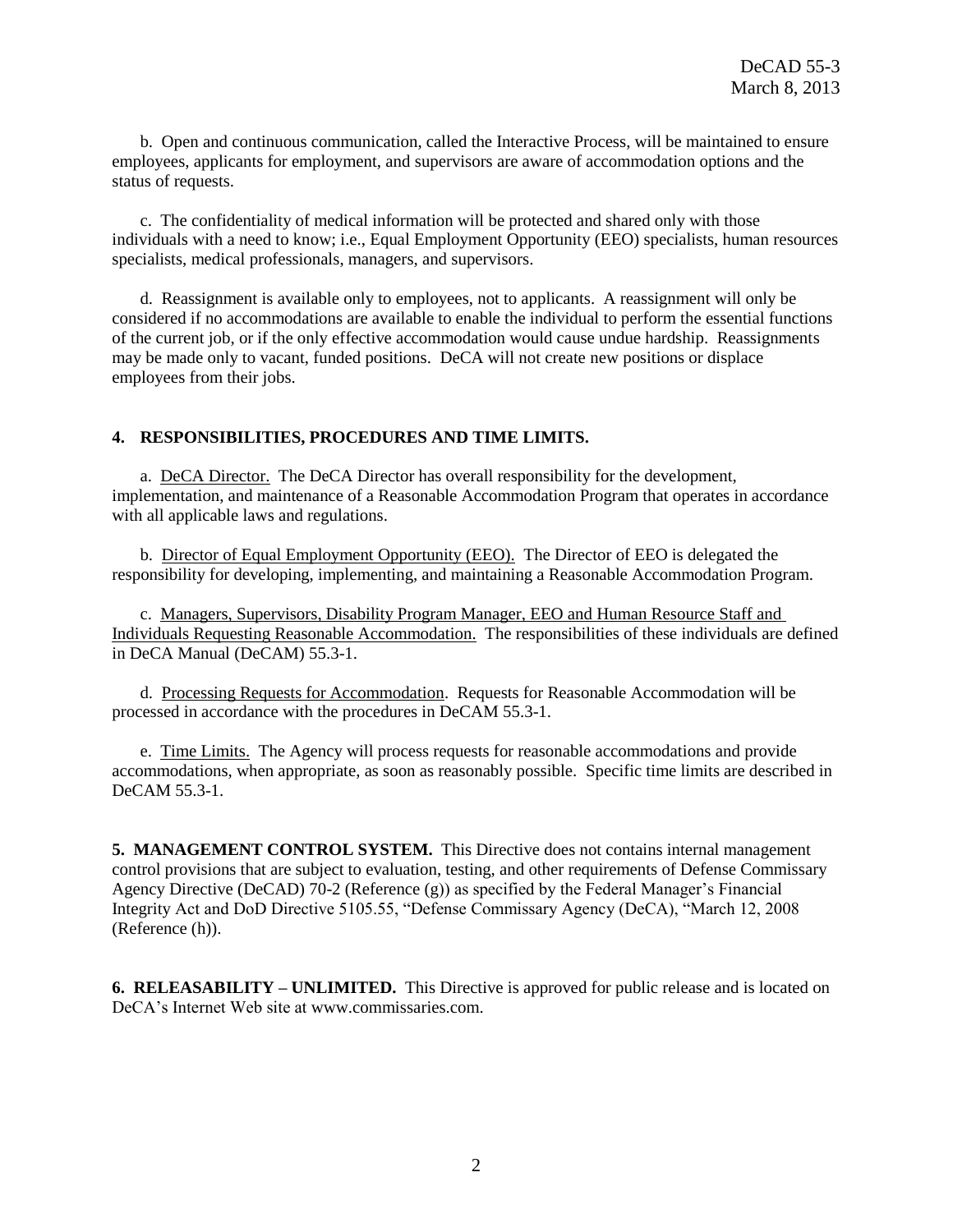b. Open and continuous communication, called the Interactive Process, will be maintained to ensure employees, applicants for employment, and supervisors are aware of accommodation options and the status of requests.

c. The confidentiality of medical information will be protected and shared only with those individuals with a need to know; i.e., Equal Employment Opportunity (EEO) specialists, human resources specialists, medical professionals, managers, and supervisors.

d. Reassignment is available only to employees, not to applicants. A reassignment will only be considered if no accommodations are available to enable the individual to perform the essential functions of the current job, or if the only effective accommodation would cause undue hardship. Reassignments may be made only to vacant, funded positions. DeCA will not create new positions or displace employees from their jobs.

**4. RESPONSIBILITIES, PROCEDURES AND TIME LIMITS.**

a. DeCA Director. The DeCA Director has overall responsibility for the development, implementation, and maintenance of a Reasonable Accommodation Program that operates in accordance with all applicable laws and regulations.

b. Director of Equal Employment Opportunity (EEO). The Director of EEO is delegated the responsibility for developing, implementing, and maintaining a Reasonable Accommodation Program.

c. Managers, Supervisors, Disability Program Manager, EEO and Human Resource Staff and Individuals Requesting Reasonable Accommodation. The responsibilities of these individuals are defined in DeCA Manual (DeCAM) 55.3-1.

d. Processing Requests for Accommodation. Requests for Reasonable Accommodation will be processed in accordance with the procedures in DeCAM 55.3-1.

e. Time Limits. The Agency will process requests for reasonable accommodations and provide accommodations, when appropriate, as soon as reasonably possible. Specific time limits are described in DeCAM 55.3-1.

**5. MANAGEMENT CONTROL SYSTEM.** This Directive does not contains internal management control provisions that are subject to evaluation, testing, and other requirements of Defense Commissary Agency Directive (DeCAD) 70-2 (Reference (g)) as specified by the Federal Manager's Financial Integrity Act and DoD Directive 5105.55, "Defense Commissary Agency (DeCA), "March 12, 2008 (Reference (h)).

**6. RELEASABILITY – UNLIMITED.** This Directive is approved for public release and is located on DeCA's Internet Web site at www.commissaries.com.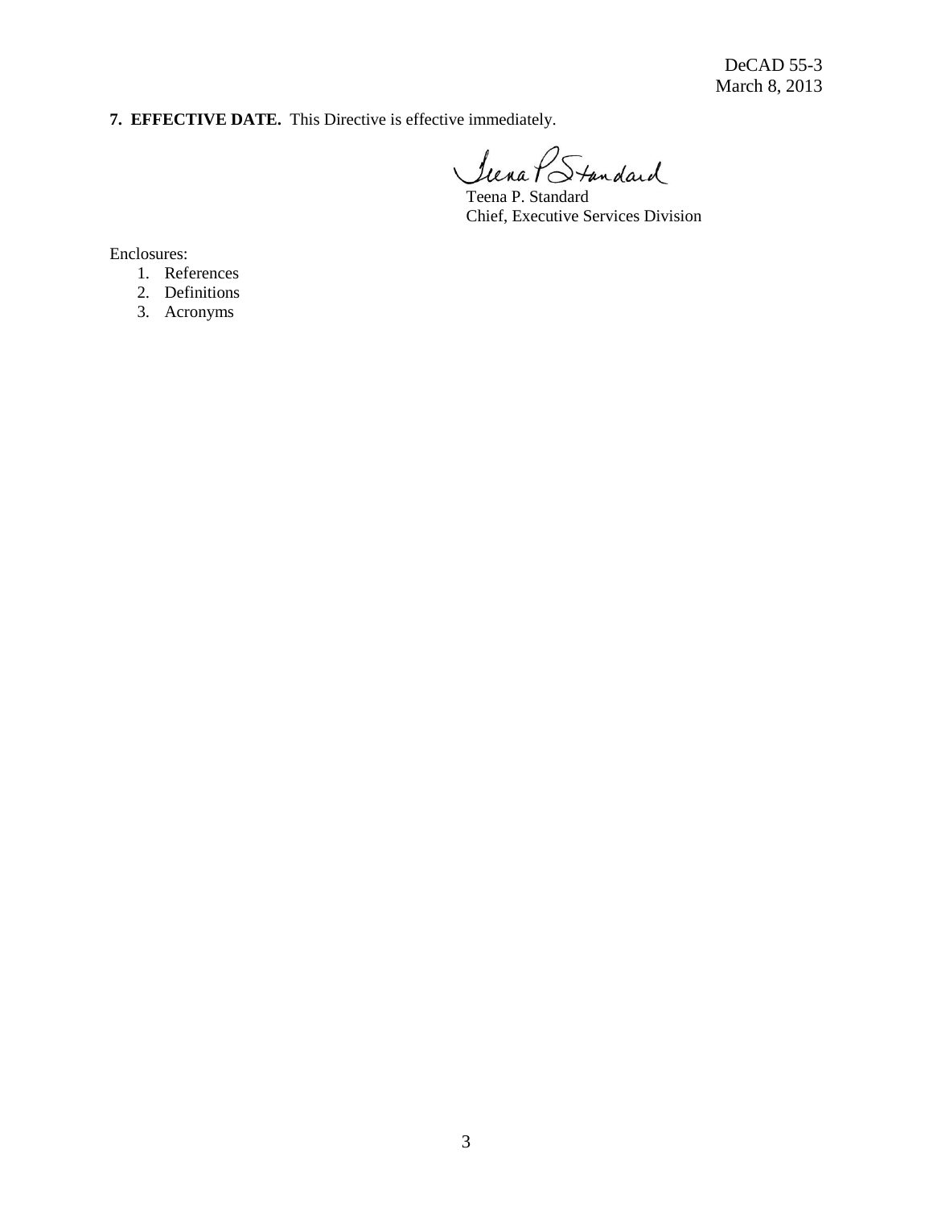**7. EFFECTIVE DATE.** This Directive is effective immediately.

Teena P. Standard
Chief, Executive Services Division

Enclosures:

1. References
2. Definitions
3. Acronyms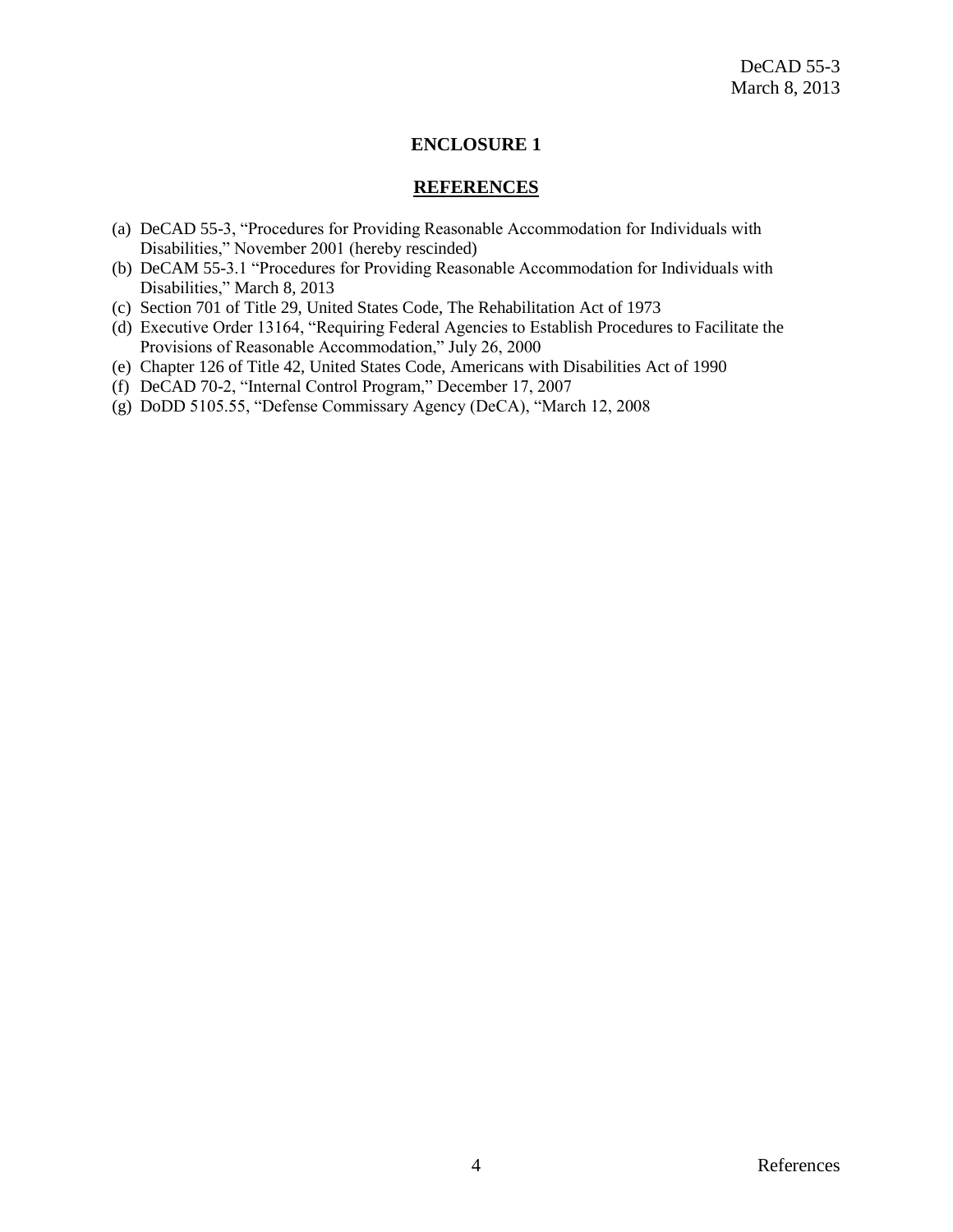## ENCLOSURE 1

## REFERENCES

(a) DeCAD 55-3, "Procedures for Providing Reasonable Accommodation for Individuals with Disabilities," November 2001 (hereby rescinded)
(b) DeCAM 55-3.1 "Procedures for Providing Reasonable Accommodation for Individuals with Disabilities," March 8, 2013
(c) Section 701 of Title 29, United States Code, The Rehabilitation Act of 1973
(d) Executive Order 13164, "Requiring Federal Agencies to Establish Procedures to Facilitate the Provisions of Reasonable Accommodation," July 26, 2000
(e) Chapter 126 of Title 42, United States Code, Americans with Disabilities Act of 1990
(f) DeCAD 70-2, "Internal Control Program," December 17, 2007
(g) DoDD 5105.55, "Defense Commissary Agency (DeCA), "March 12, 2008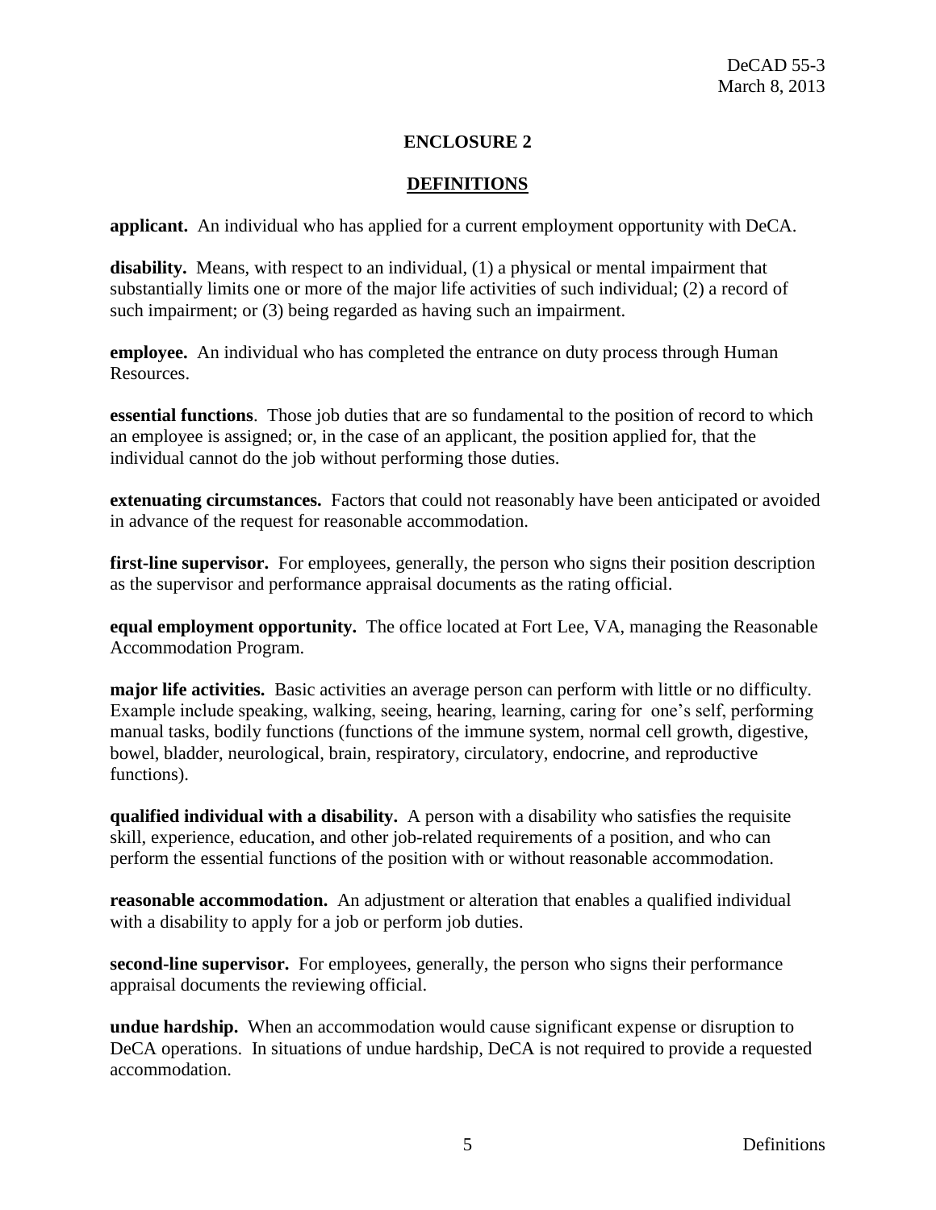## ENCLOSURE 2

## DEFINITIONS

**applicant.** An individual who has applied for a current employment opportunity with DeCA.

**disability.** Means, with respect to an individual, (1) a physical or mental impairment that substantially limits one or more of the major life activities of such individual; (2) a record of such impairment; or (3) being regarded as having such an impairment.

**employee.** An individual who has completed the entrance on duty process through Human Resources.

**essential functions**. Those job duties that are so fundamental to the position of record to which an employee is assigned; or, in the case of an applicant, the position applied for, that the individual cannot do the job without performing those duties.

**extenuating circumstances.** Factors that could not reasonably have been anticipated or avoided in advance of the request for reasonable accommodation.

**first-line supervisor.** For employees, generally, the person who signs their position description as the supervisor and performance appraisal documents as the rating official.

**equal employment opportunity.** The office located at Fort Lee, VA, managing the Reasonable Accommodation Program.

**major life activities.** Basic activities an average person can perform with little or no difficulty. Example include speaking, walking, seeing, hearing, learning, caring for one's self, performing manual tasks, bodily functions (functions of the immune system, normal cell growth, digestive, bowel, bladder, neurological, brain, respiratory, circulatory, endocrine, and reproductive functions).

**qualified individual with a disability.** A person with a disability who satisfies the requisite skill, experience, education, and other job-related requirements of a position, and who can perform the essential functions of the position with or without reasonable accommodation.

**reasonable accommodation.** An adjustment or alteration that enables a qualified individual with a disability to apply for a job or perform job duties.

**second-line supervisor.** For employees, generally, the person who signs their performance appraisal documents the reviewing official.

**undue hardship.** When an accommodation would cause significant expense or disruption to DeCA operations. In situations of undue hardship, DeCA is not required to provide a requested accommodation.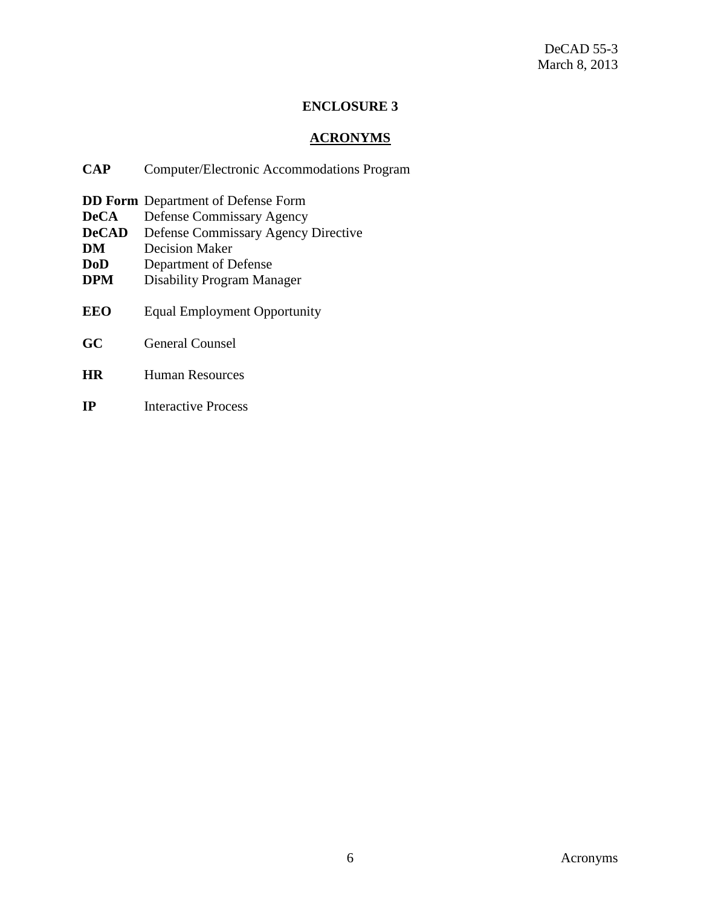## ENCLOSURE 3

## ACRONYMS

**CAP** Computer/Electronic Accommodations Program

**DD Form** Department of Defense Form
**DeCA** Defense Commissary Agency
**DeCAD** Defense Commissary Agency Directive
**DM** Decision Maker
**DoD** Department of Defense
**DPM** Disability Program Manager

**EEO** Equal Employment Opportunity

**GC** General Counsel

**HR** Human Resources

**IP** Interactive Process